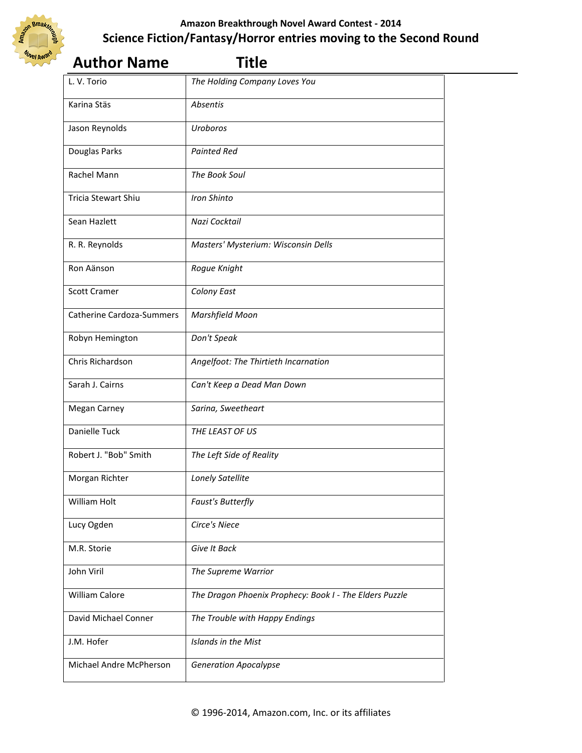## Amazon Breakthrough Novel Award Contest - 2014

## Science Fiction/Fantasy/Horror entries moving to the Second Round

| Author Name | Title |
|---|---|
| L. V. Torio | *The Holding Company Loves You* |
| Karina Stäs | *Absentis* |
| Jason Reynolds | *Uroboros* |
| Douglas Parks | *Painted Red* |
| Rachel Mann | *The Book Soul* |
| Tricia Stewart Shiu | *Iron Shinto* |
| Sean Hazlett | *Nazi Cocktail* |
| R. R. Reynolds | *Masters' Mysterium: Wisconsin Dells* |
| Ron Aänson | *Rogue Knight* |
| Scott Cramer | *Colony East* |
| Catherine Cardoza-Summers | *Marshfield Moon* |
| Robyn Hemington | *Don't Speak* |
| Chris Richardson | *Angelfoot: The Thirtieth Incarnation* |
| Sarah J. Cairns | *Can't Keep a Dead Man Down* |
| Megan Carney | *Sarina, Sweetheart* |
| Danielle Tuck | *THE LEAST OF US* |
| Robert J. "Bob" Smith | *The Left Side of Reality* |
| Morgan Richter | *Lonely Satellite* |
| William Holt | *Faust's Butterfly* |
| Lucy Ogden | *Circe's Niece* |
| M.R. Storie | *Give It Back* |
| John Viril | *The Supreme Warrior* |
| William Calore | *The Dragon Phoenix Prophecy: Book I - The Elders Puzzle* |
| David Michael Conner | *The Trouble with Happy Endings* |
| J.M. Hofer | *Islands in the Mist* |
| Michael Andre McPherson | *Generation Apocalypse* |

© 1996-2014, Amazon.com, Inc. or its affiliates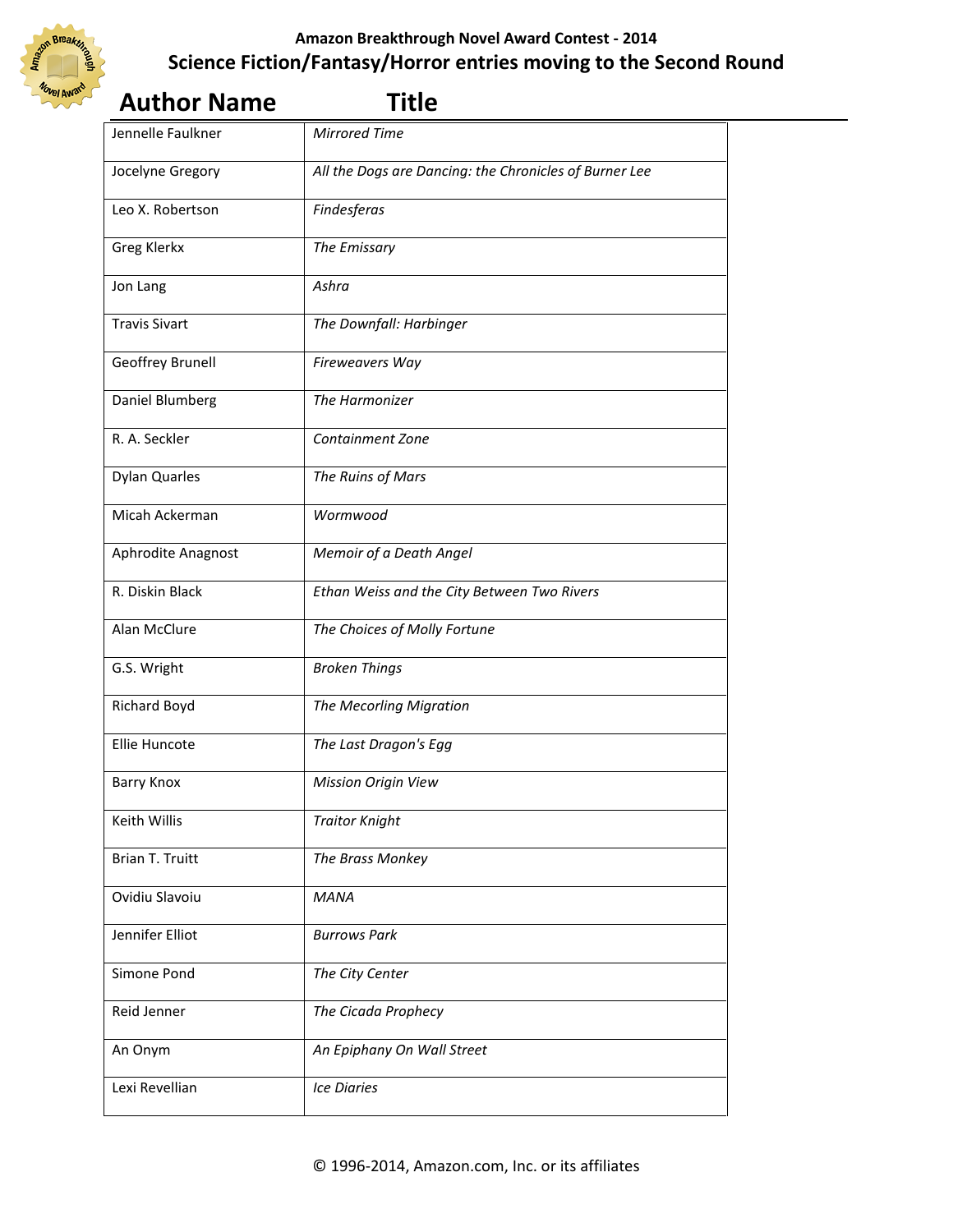**Amazon Breakthrough Novel Award Contest - 2014**

## Science Fiction/Fantasy/Horror entries moving to the Second Round

| Author Name | Title |
|---|---|
| Jennelle Faulkner | *Mirrored Time* |
| Jocelyne Gregory | *All the Dogs are Dancing: the Chronicles of Burner Lee* |
| Leo X. Robertson | *Findesferas* |
| Greg Klerkx | *The Emissary* |
| Jon Lang | *Ashra* |
| Travis Sivart | *The Downfall: Harbinger* |
| Geoffrey Brunell | *Fireweavers Way* |
| Daniel Blumberg | *The Harmonizer* |
| R. A. Seckler | *Containment Zone* |
| Dylan Quarles | *The Ruins of Mars* |
| Micah Ackerman | *Wormwood* |
| Aphrodite Anagnost | *Memoir of a Death Angel* |
| R. Diskin Black | *Ethan Weiss and the City Between Two Rivers* |
| Alan McClure | *The Choices of Molly Fortune* |
| G.S. Wright | *Broken Things* |
| Richard Boyd | *The Mecorling Migration* |
| Ellie Huncote | *The Last Dragon's Egg* |
| Barry Knox | *Mission Origin View* |
| Keith Willis | *Traitor Knight* |
| Brian T. Truitt | *The Brass Monkey* |
| Ovidiu Slavoiu | *MANA* |
| Jennifer Elliot | *Burrows Park* |
| Simone Pond | *The City Center* |
| Reid Jenner | *The Cicada Prophecy* |
| An Onym | *An Epiphany On Wall Street* |
| Lexi Revellian | *Ice Diaries* |

© 1996-2014, Amazon.com, Inc. or its affiliates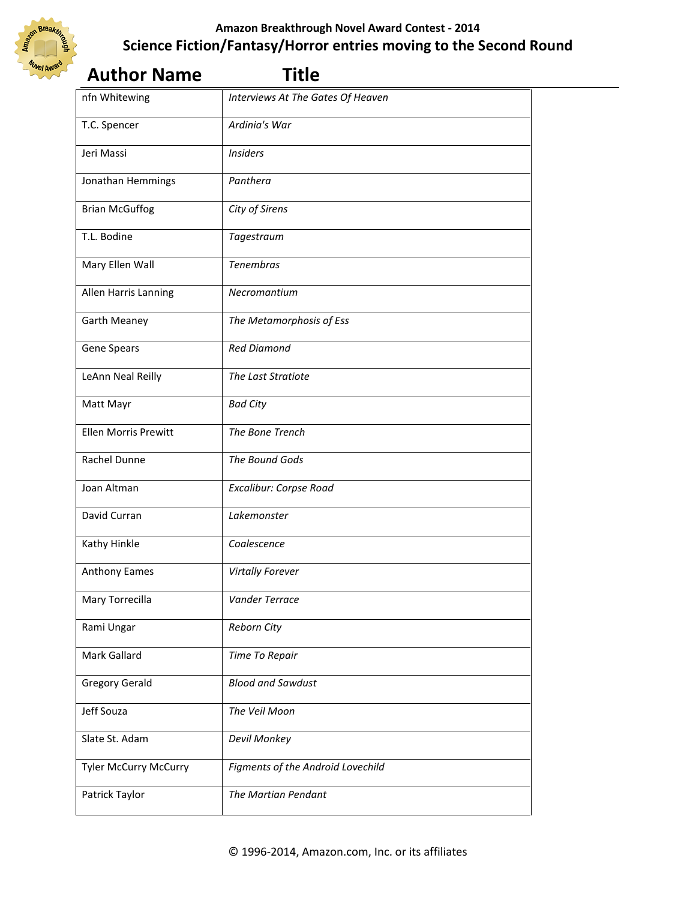## Amazon Breakthrough Novel Award Contest - 2014

## Science Fiction/Fantasy/Horror entries moving to the Second Round

| Author Name | Title |
|---|---|
| nfn Whitewing | *Interviews At The Gates Of Heaven* |
| T.C. Spencer | *Ardinia's War* |
| Jeri Massi | *Insiders* |
| Jonathan Hemmings | *Panthera* |
| Brian McGuffog | *City of Sirens* |
| T.L. Bodine | *Tagestraum* |
| Mary Ellen Wall | *Tenembras* |
| Allen Harris Lanning | *Necromantium* |
| Garth Meaney | *The Metamorphosis of Ess* |
| Gene Spears | *Red Diamond* |
| LeAnn Neal Reilly | *The Last Stratiote* |
| Matt Mayr | *Bad City* |
| Ellen Morris Prewitt | *The Bone Trench* |
| Rachel Dunne | *The Bound Gods* |
| Joan Altman | *Excalibur: Corpse Road* |
| David Curran | *Lakemonster* |
| Kathy Hinkle | *Coalescence* |
| Anthony Eames | *Virtally Forever* |
| Mary Torrecilla | *Vander Terrace* |
| Rami Ungar | *Reborn City* |
| Mark Gallard | *Time To Repair* |
| Gregory Gerald | *Blood and Sawdust* |
| Jeff Souza | *The Veil Moon* |
| Slate St. Adam | *Devil Monkey* |
| Tyler McCurry McCurry | *Figments of the Android Lovechild* |
| Patrick Taylor | *The Martian Pendant* |

© 1996-2014, Amazon.com, Inc. or its affiliates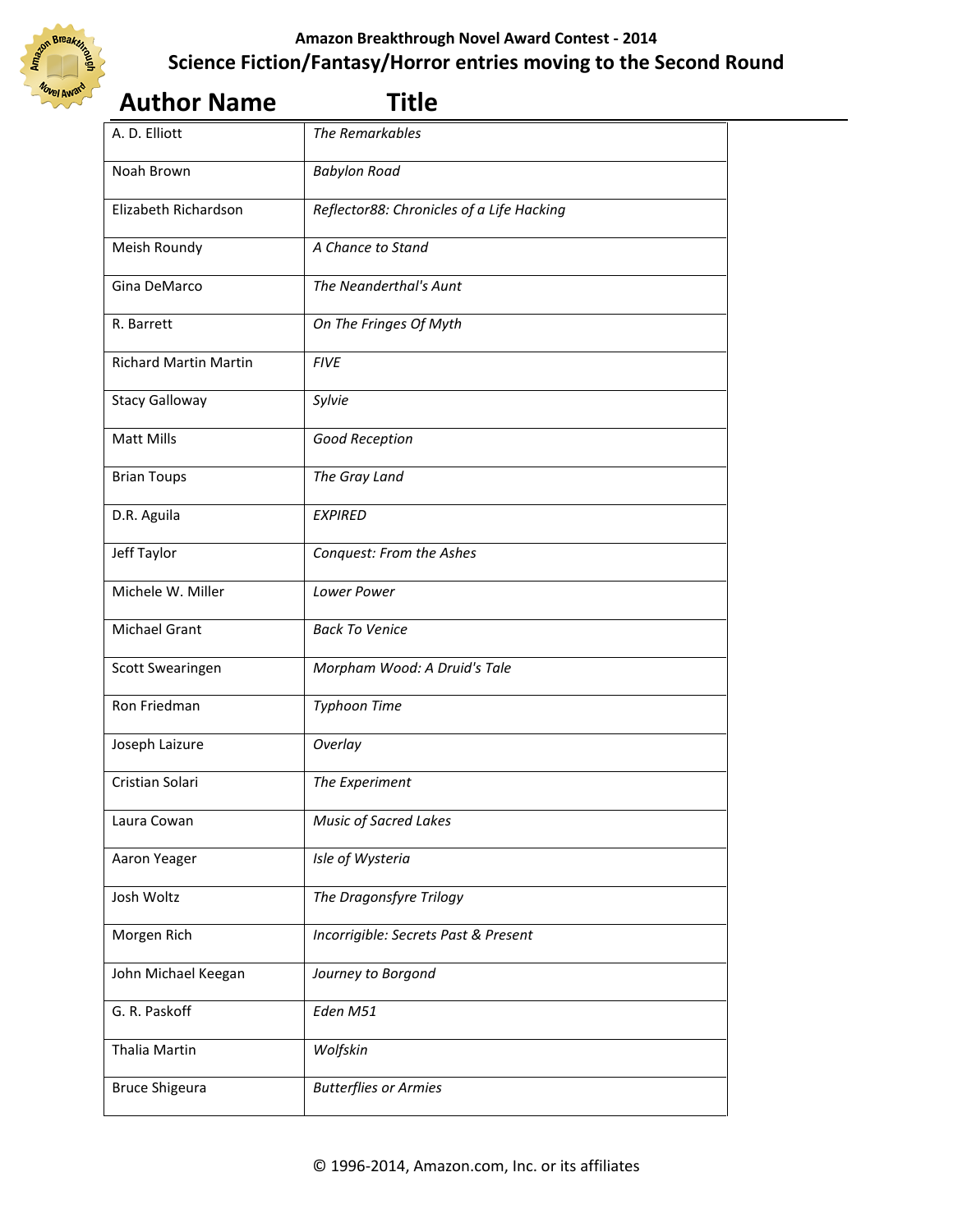Amazon Breakthrough Novel Award Contest - 2014

## Science Fiction/Fantasy/Horror entries moving to the Second Round

| Author Name | Title |
|---|---|
| A. D. Elliott | *The Remarkables* |
| Noah Brown | *Babylon Road* |
| Elizabeth Richardson | *Reflector88: Chronicles of a Life Hacking* |
| Meish Roundy | *A Chance to Stand* |
| Gina DeMarco | *The Neanderthal's Aunt* |
| R. Barrett | *On The Fringes Of Myth* |
| Richard Martin Martin | *FIVE* |
| Stacy Galloway | *Sylvie* |
| Matt Mills | *Good Reception* |
| Brian Toups | *The Gray Land* |
| D.R. Aguila | *EXPIRED* |
| Jeff Taylor | *Conquest: From the Ashes* |
| Michele W. Miller | *Lower Power* |
| Michael Grant | *Back To Venice* |
| Scott Swearingen | *Morpham Wood: A Druid's Tale* |
| Ron Friedman | *Typhoon Time* |
| Joseph Laizure | *Overlay* |
| Cristian Solari | *The Experiment* |
| Laura Cowan | *Music of Sacred Lakes* |
| Aaron Yeager | *Isle of Wysteria* |
| Josh Woltz | *The Dragonsfyre Trilogy* |
| Morgen Rich | *Incorrigible: Secrets Past & Present* |
| John Michael Keegan | *Journey to Borgond* |
| G. R. Paskoff | *Eden M51* |
| Thalia Martin | *Wolfskin* |
| Bruce Shigeura | *Butterflies or Armies* |

© 1996-2014, Amazon.com, Inc. or its affiliates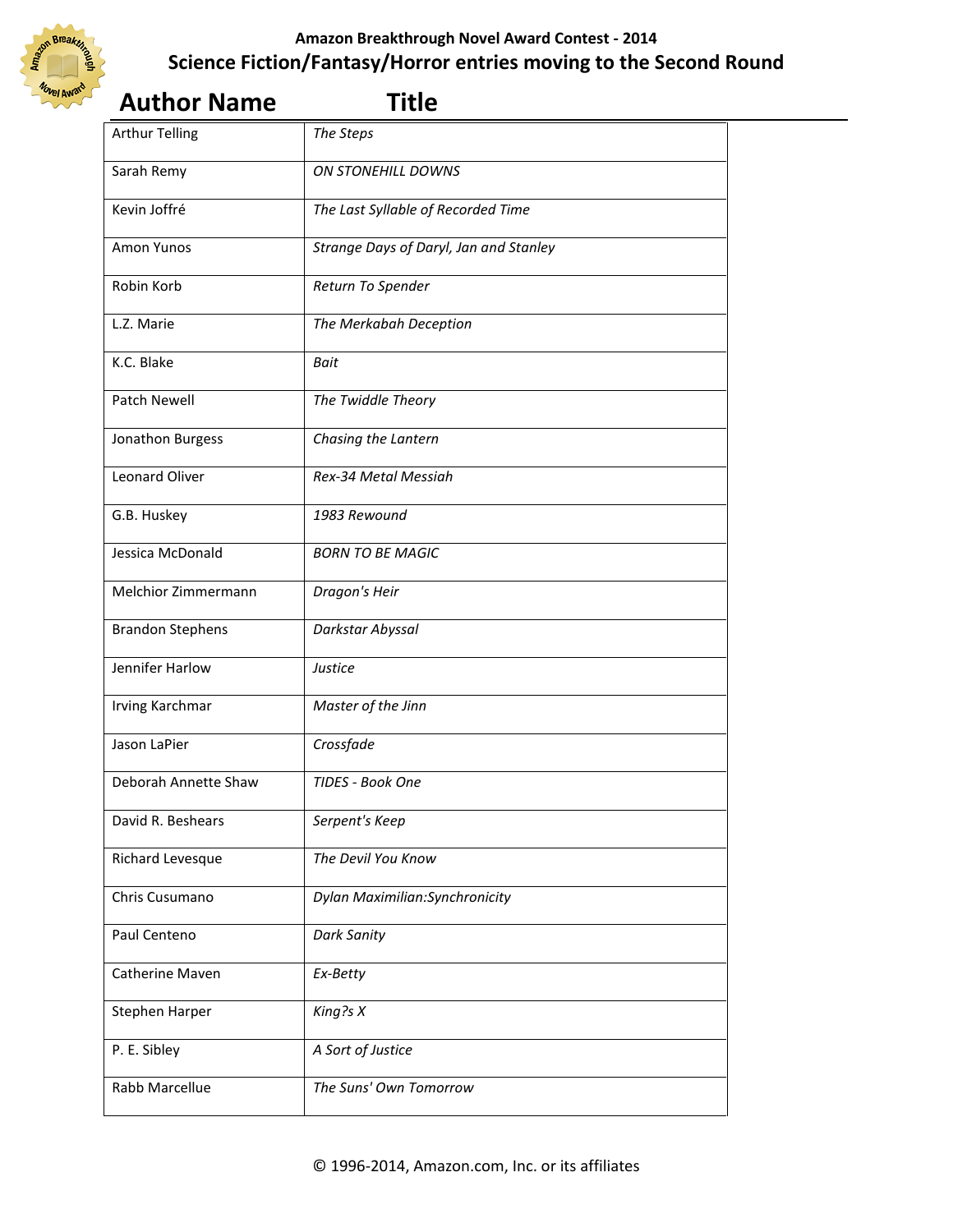## Amazon Breakthrough Novel Award Contest - 2014

## Science Fiction/Fantasy/Horror entries moving to the Second Round

| Author Name | Title |
|---|---|
| Arthur Telling | *The Steps* |
| Sarah Remy | *ON STONEHILL DOWNS* |
| Kevin Joffré | *The Last Syllable of Recorded Time* |
| Amon Yunos | *Strange Days of Daryl, Jan and Stanley* |
| Robin Korb | *Return To Spender* |
| L.Z. Marie | *The Merkabah Deception* |
| K.C. Blake | *Bait* |
| Patch Newell | *The Twiddle Theory* |
| Jonathon Burgess | *Chasing the Lantern* |
| Leonard Oliver | *Rex-34 Metal Messiah* |
| G.B. Huskey | *1983 Rewound* |
| Jessica McDonald | *BORN TO BE MAGIC* |
| Melchior Zimmermann | *Dragon's Heir* |
| Brandon Stephens | *Darkstar Abyssal* |
| Jennifer Harlow | *Justice* |
| Irving Karchmar | *Master of the Jinn* |
| Jason LaPier | *Crossfade* |
| Deborah Annette Shaw | *TIDES - Book One* |
| David R. Beshears | *Serpent's Keep* |
| Richard Levesque | *The Devil You Know* |
| Chris Cusumano | *Dylan Maximilian:Synchronicity* |
| Paul Centeno | *Dark Sanity* |
| Catherine Maven | *Ex-Betty* |
| Stephen Harper | *King?s X* |
| P. E. Sibley | *A Sort of Justice* |
| Rabb Marcellue | *The Suns' Own Tomorrow* |

© 1996-2014, Amazon.com, Inc. or its affiliates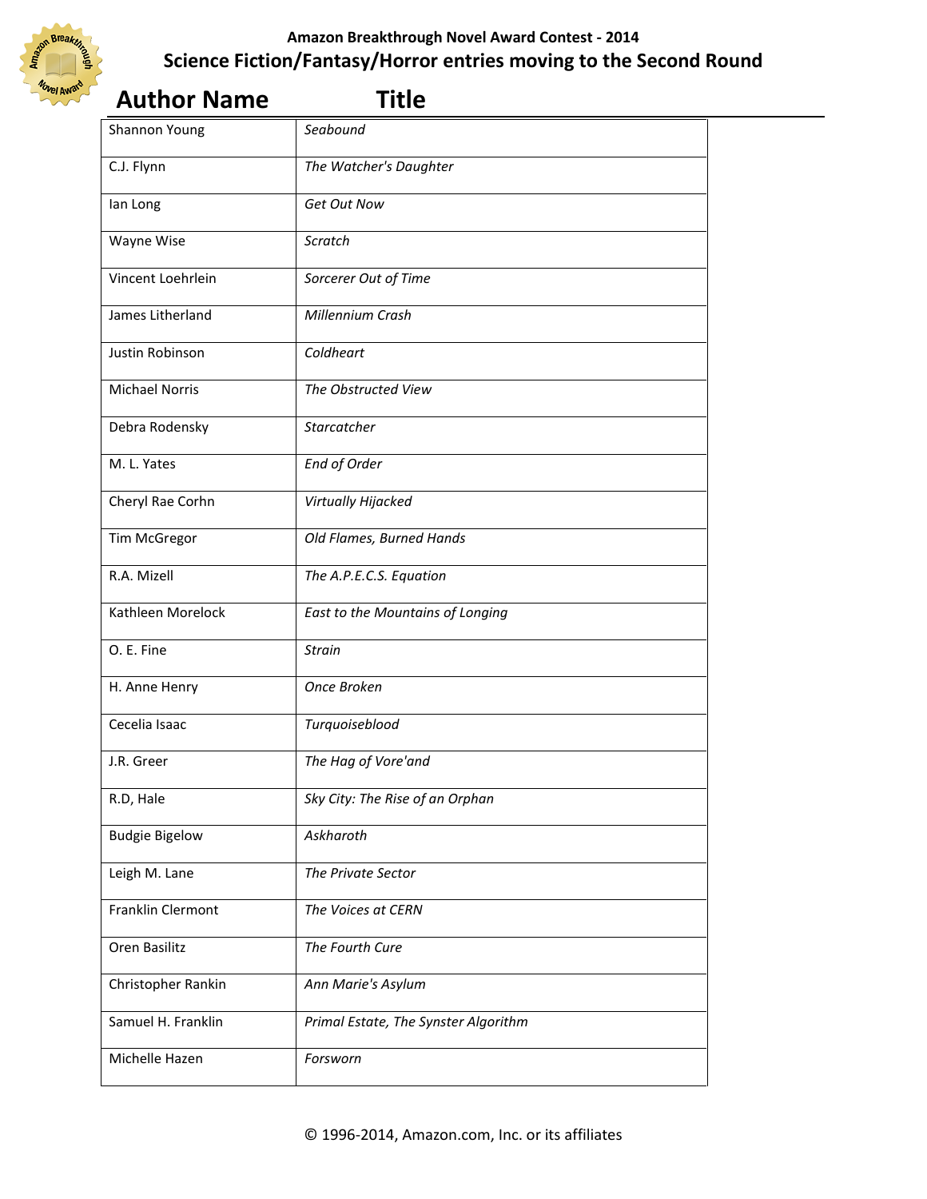# Amazon Breakthrough Novel Award Contest - 2014

## Science Fiction/Fantasy/Horror entries moving to the Second Round

| Author Name | Title |
|---|---|
| Shannon Young | *Seabound* |
| C.J. Flynn | *The Watcher's Daughter* |
| Ian Long | *Get Out Now* |
| Wayne Wise | *Scratch* |
| Vincent Loehrlein | *Sorcerer Out of Time* |
| James Litherland | *Millennium Crash* |
| Justin Robinson | *Coldheart* |
| Michael Norris | *The Obstructed View* |
| Debra Rodensky | *Starcatcher* |
| M. L. Yates | *End of Order* |
| Cheryl Rae Corhn | *Virtually Hijacked* |
| Tim McGregor | *Old Flames, Burned Hands* |
| R.A. Mizell | *The A.P.E.C.S. Equation* |
| Kathleen Morelock | *East to the Mountains of Longing* |
| O. E. Fine | *Strain* |
| H. Anne Henry | *Once Broken* |
| Cecelia Isaac | *Turquoiseblood* |
| J.R. Greer | *The Hag of Vore'and* |
| R.D, Hale | *Sky City: The Rise of an Orphan* |
| Budgie Bigelow | *Askharoth* |
| Leigh M. Lane | *The Private Sector* |
| Franklin Clermont | *The Voices at CERN* |
| Oren Basilitz | *The Fourth Cure* |
| Christopher Rankin | *Ann Marie's Asylum* |
| Samuel H. Franklin | *Primal Estate, The Synster Algorithm* |
| Michelle Hazen | *Forsworn* |

© 1996-2014, Amazon.com, Inc. or its affiliates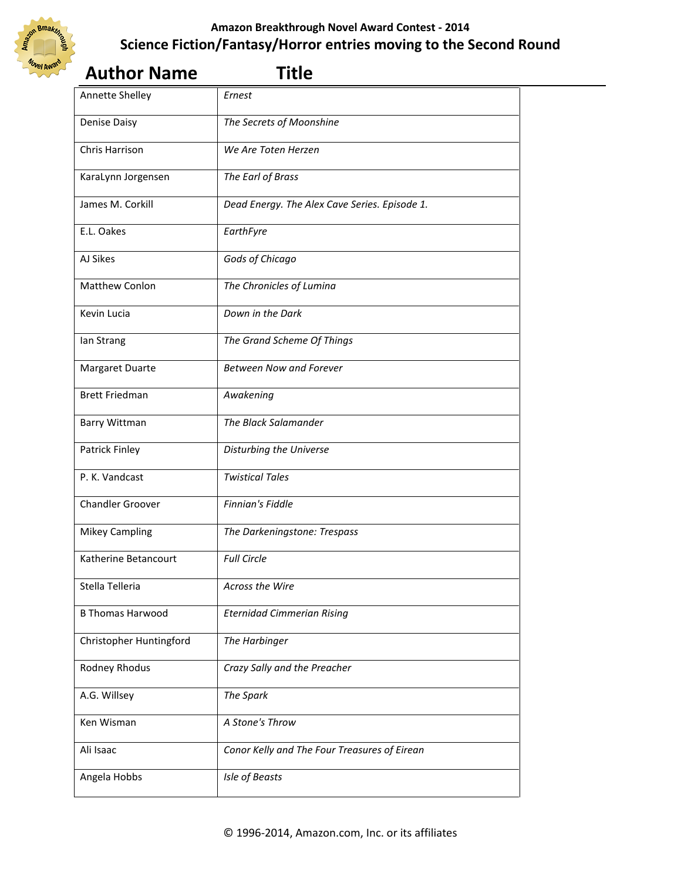### Amazon Breakthrough Novel Award Contest - 2014

## Science Fiction/Fantasy/Horror entries moving to the Second Round

| Author Name | Title |
|---|---|
| Annette Shelley | *Ernest* |
| Denise Daisy | *The Secrets of Moonshine* |
| Chris Harrison | *We Are Toten Herzen* |
| KaraLynn Jorgensen | *The Earl of Brass* |
| James M. Corkill | *Dead Energy. The Alex Cave Series. Episode 1.* |
| E.L. Oakes | *EarthFyre* |
| AJ Sikes | *Gods of Chicago* |
| Matthew Conlon | *The Chronicles of Lumina* |
| Kevin Lucia | *Down in the Dark* |
| Ian Strang | *The Grand Scheme Of Things* |
| Margaret Duarte | *Between Now and Forever* |
| Brett Friedman | *Awakening* |
| Barry Wittman | *The Black Salamander* |
| Patrick Finley | *Disturbing the Universe* |
| P. K. Vandcast | *Twistical Tales* |
| Chandler Groover | *Finnian's Fiddle* |
| Mikey Campling | *The Darkeningstone: Trespass* |
| Katherine Betancourt | *Full Circle* |
| Stella Telleria | *Across the Wire* |
| B Thomas Harwood | *Eternidad Cimmerian Rising* |
| Christopher Huntingford | *The Harbinger* |
| Rodney Rhodus | *Crazy Sally and the Preacher* |
| A.G. Willsey | *The Spark* |
| Ken Wisman | *A Stone's Throw* |
| Ali Isaac | *Conor Kelly and The Four Treasures of Eirean* |
| Angela Hobbs | *Isle of Beasts* |

© 1996-2014, Amazon.com, Inc. or its affiliates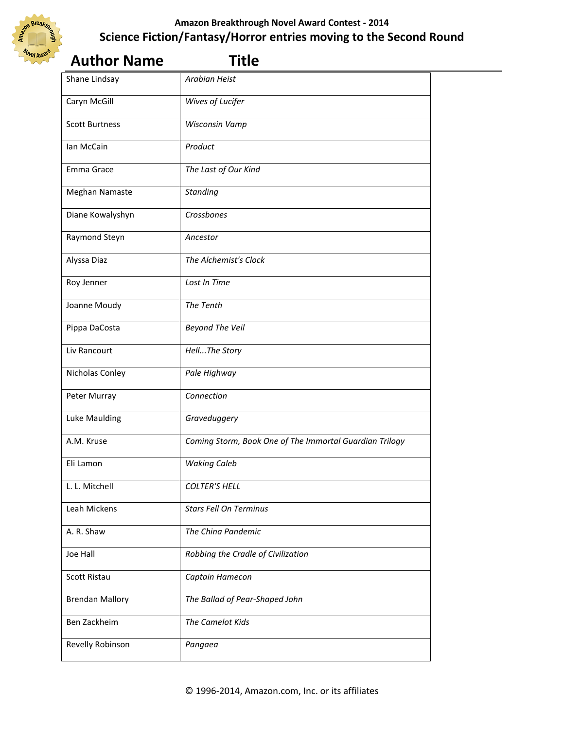**Amazon Breakthrough Novel Award Contest - 2014**

## Science Fiction/Fantasy/Horror entries moving to the Second Round

| Author Name | Title |
|---|---|
| Shane Lindsay | *Arabian Heist* |
| Caryn McGill | *Wives of Lucifer* |
| Scott Burtness | *Wisconsin Vamp* |
| Ian McCain | *Product* |
| Emma Grace | *The Last of Our Kind* |
| Meghan Namaste | *Standing* |
| Diane Kowalyshyn | *Crossbones* |
| Raymond Steyn | *Ancestor* |
| Alyssa Diaz | *The Alchemist's Clock* |
| Roy Jenner | *Lost In Time* |
| Joanne Moudy | *The Tenth* |
| Pippa DaCosta | *Beyond The Veil* |
| Liv Rancourt | *Hell...The Story* |
| Nicholas Conley | *Pale Highway* |
| Peter Murray | *Connection* |
| Luke Maulding | *Graveduggery* |
| A.M. Kruse | *Coming Storm, Book One of The Immortal Guardian Trilogy* |
| Eli Lamon | *Waking Caleb* |
| L. L. Mitchell | *COLTER'S HELL* |
| Leah Mickens | *Stars Fell On Terminus* |
| A. R. Shaw | *The China Pandemic* |
| Joe Hall | *Robbing the Cradle of Civilization* |
| Scott Ristau | *Captain Hamecon* |
| Brendan Mallory | *The Ballad of Pear-Shaped John* |
| Ben Zackheim | *The Camelot Kids* |
| Revelly Robinson | *Pangaea* |

© 1996-2014, Amazon.com, Inc. or its affiliates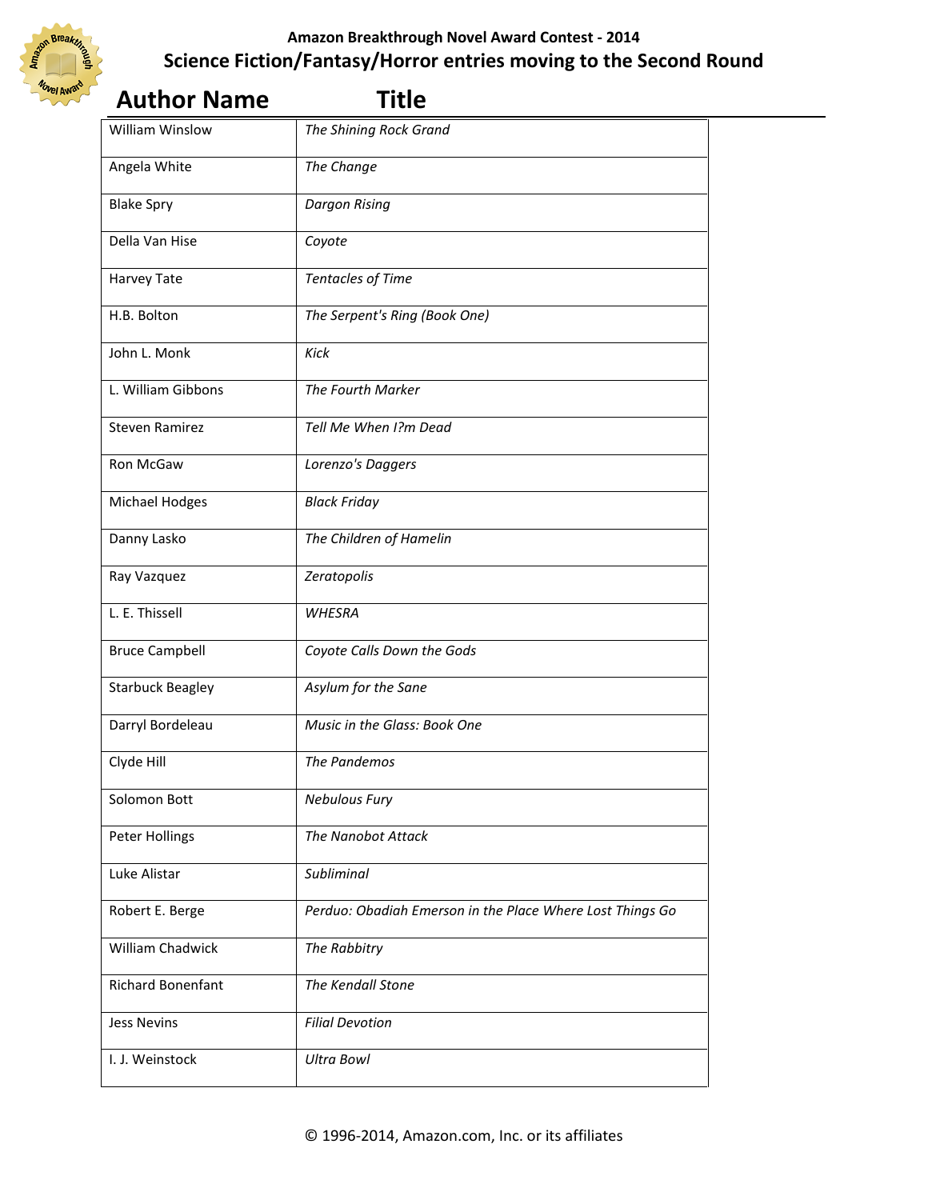## Amazon Breakthrough Novel Award Contest - 2014

## Science Fiction/Fantasy/Horror entries moving to the Second Round

| Author Name | Title |
|---|---|
| William Winslow | *The Shining Rock Grand* |
| Angela White | *The Change* |
| Blake Spry | *Dargon Rising* |
| Della Van Hise | *Coyote* |
| Harvey Tate | *Tentacles of Time* |
| H.B. Bolton | *The Serpent's Ring (Book One)* |
| John L. Monk | *Kick* |
| L. William Gibbons | *The Fourth Marker* |
| Steven Ramirez | *Tell Me When I?m Dead* |
| Ron McGaw | *Lorenzo's Daggers* |
| Michael Hodges | *Black Friday* |
| Danny Lasko | *The Children of Hamelin* |
| Ray Vazquez | *Zeratopolis* |
| L. E. Thissell | *WHESRA* |
| Bruce Campbell | *Coyote Calls Down the Gods* |
| Starbuck Beagley | *Asylum for the Sane* |
| Darryl Bordeleau | *Music in the Glass: Book One* |
| Clyde Hill | *The Pandemos* |
| Solomon Bott | *Nebulous Fury* |
| Peter Hollings | *The Nanobot Attack* |
| Luke Alistar | *Subliminal* |
| Robert E. Berge | *Perduo: Obadiah Emerson in the Place Where Lost Things Go* |
| William Chadwick | *The Rabbitry* |
| Richard Bonenfant | *The Kendall Stone* |
| Jess Nevins | *Filial Devotion* |
| I. J. Weinstock | *Ultra Bowl* |

© 1996-2014, Amazon.com, Inc. or its affiliates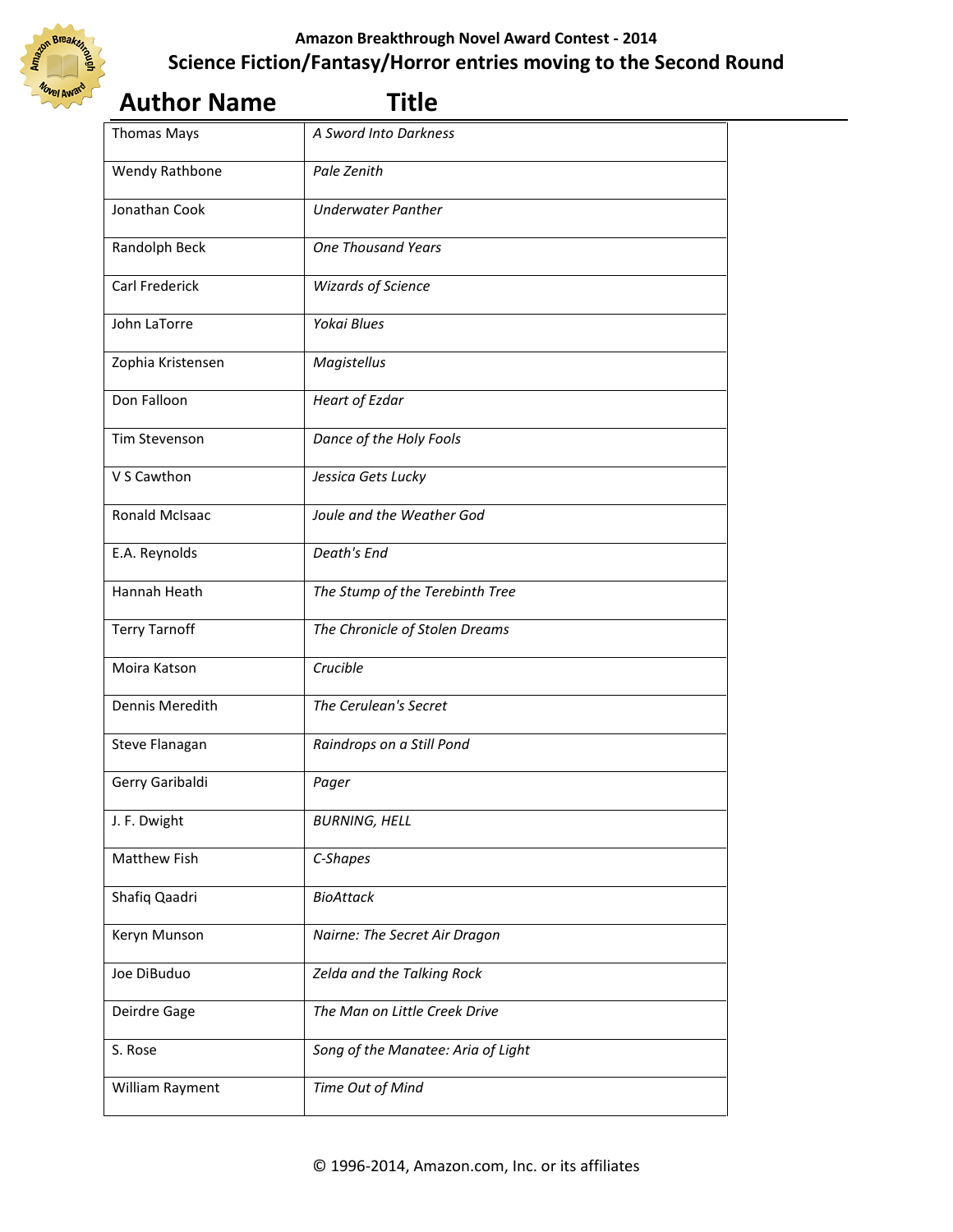**Amazon Breakthrough Novel Award Contest - 2014**

## Science Fiction/Fantasy/Horror entries moving to the Second Round

| Author Name | Title |
|---|---|
| Thomas Mays | *A Sword Into Darkness* |
| Wendy Rathbone | *Pale Zenith* |
| Jonathan Cook | *Underwater Panther* |
| Randolph Beck | *One Thousand Years* |
| Carl Frederick | *Wizards of Science* |
| John LaTorre | *Yokai Blues* |
| Zophia Kristensen | *Magistellus* |
| Don Falloon | *Heart of Ezdar* |
| Tim Stevenson | *Dance of the Holy Fools* |
| V S Cawthon | *Jessica Gets Lucky* |
| Ronald McIsaac | *Joule and the Weather God* |
| E.A. Reynolds | *Death's End* |
| Hannah Heath | *The Stump of the Terebinth Tree* |
| Terry Tarnoff | *The Chronicle of Stolen Dreams* |
| Moira Katson | *Crucible* |
| Dennis Meredith | *The Cerulean's Secret* |
| Steve Flanagan | *Raindrops on a Still Pond* |
| Gerry Garibaldi | *Pager* |
| J. F. Dwight | *BURNING, HELL* |
| Matthew Fish | *C-Shapes* |
| Shafiq Qaadri | *BioAttack* |
| Keryn Munson | *Nairne: The Secret Air Dragon* |
| Joe DiBuduo | *Zelda and the Talking Rock* |
| Deirdre Gage | *The Man on Little Creek Drive* |
| S. Rose | *Song of the Manatee: Aria of Light* |
| William Rayment | *Time Out of Mind* |

© 1996-2014, Amazon.com, Inc. or its affiliates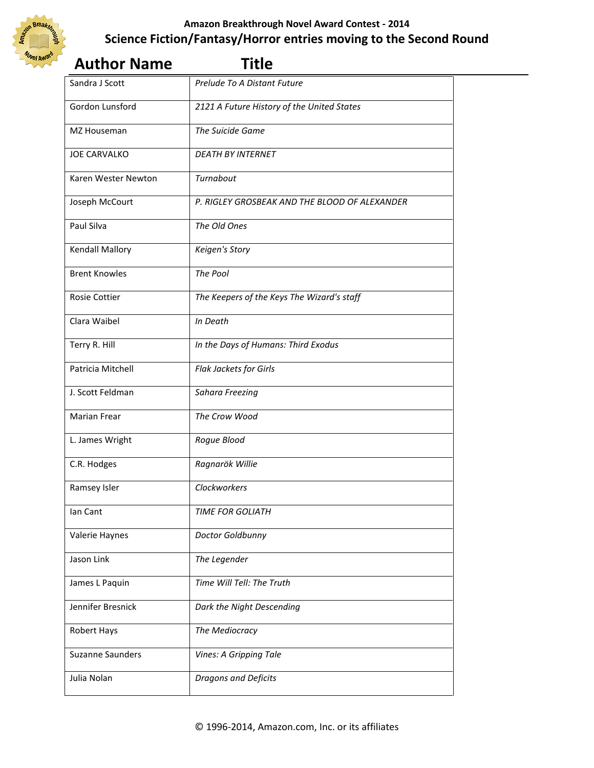**Amazon Breakthrough Novel Award Contest - 2014**

## Science Fiction/Fantasy/Horror entries moving to the Second Round

| Author Name | Title |
|---|---|
| Sandra J Scott | *Prelude To A Distant Future* |
| Gordon Lunsford | *2121 A Future History of the United States* |
| MZ Houseman | *The Suicide Game* |
| JOE CARVALKO | *DEATH BY INTERNET* |
| Karen Wester Newton | *Turnabout* |
| Joseph McCourt | *P. RIGLEY GROSBEAK AND THE BLOOD OF ALEXANDER* |
| Paul Silva | *The Old Ones* |
| Kendall Mallory | *Keigen's Story* |
| Brent Knowles | *The Pool* |
| Rosie Cottier | *The Keepers of the Keys The Wizard's staff* |
| Clara Waibel | *In Death* |
| Terry R. Hill | *In the Days of Humans: Third Exodus* |
| Patricia Mitchell | *Flak Jackets for Girls* |
| J. Scott Feldman | *Sahara Freezing* |
| Marian Frear | *The Crow Wood* |
| L. James Wright | *Rogue Blood* |
| C.R. Hodges | *Ragnarök Willie* |
| Ramsey Isler | *Clockworkers* |
| Ian Cant | *TIME FOR GOLIATH* |
| Valerie Haynes | *Doctor Goldbunny* |
| Jason Link | *The Legender* |
| James L Paquin | *Time Will Tell: The Truth* |
| Jennifer Bresnick | *Dark the Night Descending* |
| Robert Hays | *The Mediocracy* |
| Suzanne Saunders | *Vines: A Gripping Tale* |
| Julia Nolan | *Dragons and Deficits* |

© 1996-2014, Amazon.com, Inc. or its affiliates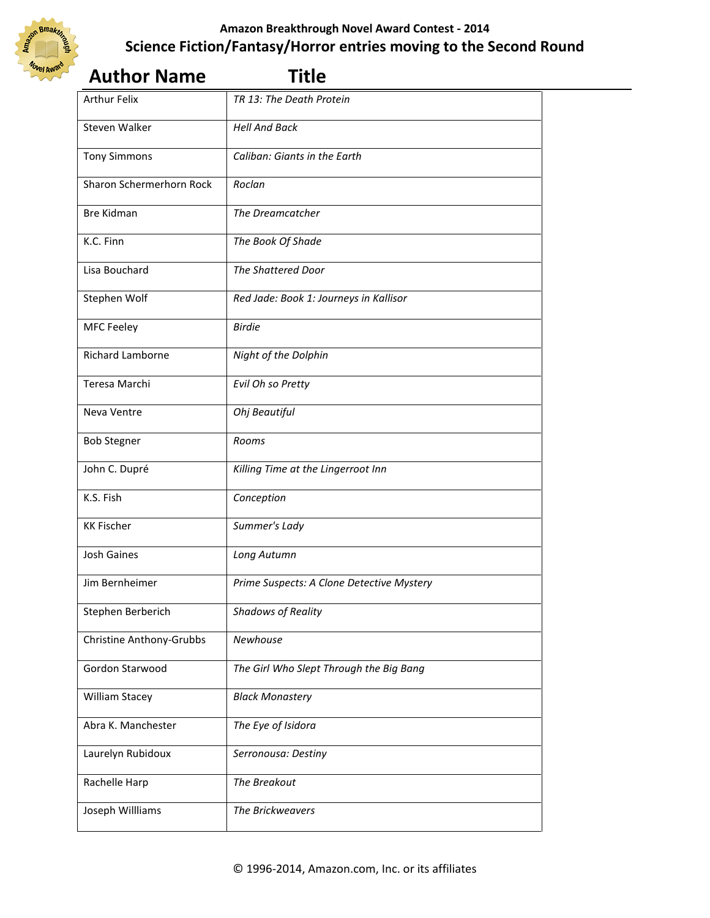**Amazon Breakthrough Novel Award Contest - 2014**

## Science Fiction/Fantasy/Horror entries moving to the Second Round

| Author Name | Title |
|---|---|
| Arthur Felix | *TR 13: The Death Protein* |
| Steven Walker | *Hell And Back* |
| Tony Simmons | *Caliban: Giants in the Earth* |
| Sharon Schermerhorn Rock | *Roclan* |
| Bre Kidman | *The Dreamcatcher* |
| K.C. Finn | *The Book Of Shade* |
| Lisa Bouchard | *The Shattered Door* |
| Stephen Wolf | *Red Jade: Book 1: Journeys in Kallisor* |
| MFC Feeley | *Birdie* |
| Richard Lamborne | *Night of the Dolphin* |
| Teresa Marchi | *Evil Oh so Pretty* |
| Neva Ventre | *Ohj Beautiful* |
| Bob Stegner | *Rooms* |
| John C. Dupré | *Killing Time at the Lingerroot Inn* |
| K.S. Fish | *Conception* |
| KK Fischer | *Summer's Lady* |
| Josh Gaines | *Long Autumn* |
| Jim Bernheimer | *Prime Suspects: A Clone Detective Mystery* |
| Stephen Berberich | *Shadows of Reality* |
| Christine Anthony-Grubbs | *Newhouse* |
| Gordon Starwood | *The Girl Who Slept Through the Big Bang* |
| William Stacey | *Black Monastery* |
| Abra K. Manchester | *The Eye of Isidora* |
| Laurelyn Rubidoux | *Serronousa: Destiny* |
| Rachelle Harp | *The Breakout* |
| Joseph Willliams | *The Brickweavers* |

© 1996-2014, Amazon.com, Inc. or its affiliates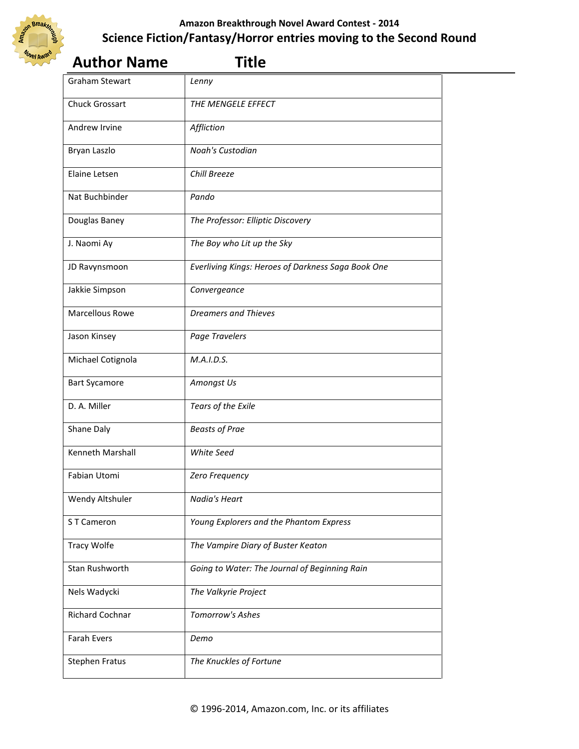## Amazon Breakthrough Novel Award Contest - 2014

## Science Fiction/Fantasy/Horror entries moving to the Second Round

| Author Name | Title |
|---|---|
| Graham Stewart | *Lenny* |
| Chuck Grossart | *THE MENGELE EFFECT* |
| Andrew Irvine | *Affliction* |
| Bryan Laszlo | *Noah's Custodian* |
| Elaine Letsen | *Chill Breeze* |
| Nat Buchbinder | *Pando* |
| Douglas Baney | *The Professor: Elliptic Discovery* |
| J. Naomi Ay | *The Boy who Lit up the Sky* |
| JD Ravynsmoon | *Everliving Kings: Heroes of Darkness Saga Book One* |
| Jakkie Simpson | *Convergeance* |
| Marcellous Rowe | *Dreamers and Thieves* |
| Jason Kinsey | *Page Travelers* |
| Michael Cotignola | *M.A.I.D.S.* |
| Bart Sycamore | *Amongst Us* |
| D. A. Miller | *Tears of the Exile* |
| Shane Daly | *Beasts of Prae* |
| Kenneth Marshall | *White Seed* |
| Fabian Utomi | *Zero Frequency* |
| Wendy Altshuler | *Nadia's Heart* |
| S T Cameron | *Young Explorers and the Phantom Express* |
| Tracy Wolfe | *The Vampire Diary of Buster Keaton* |
| Stan Rushworth | *Going to Water: The Journal of Beginning Rain* |
| Nels Wadycki | *The Valkyrie Project* |
| Richard Cochnar | *Tomorrow's Ashes* |
| Farah Evers | *Demo* |
| Stephen Fratus | *The Knuckles of Fortune* |

© 1996-2014, Amazon.com, Inc. or its affiliates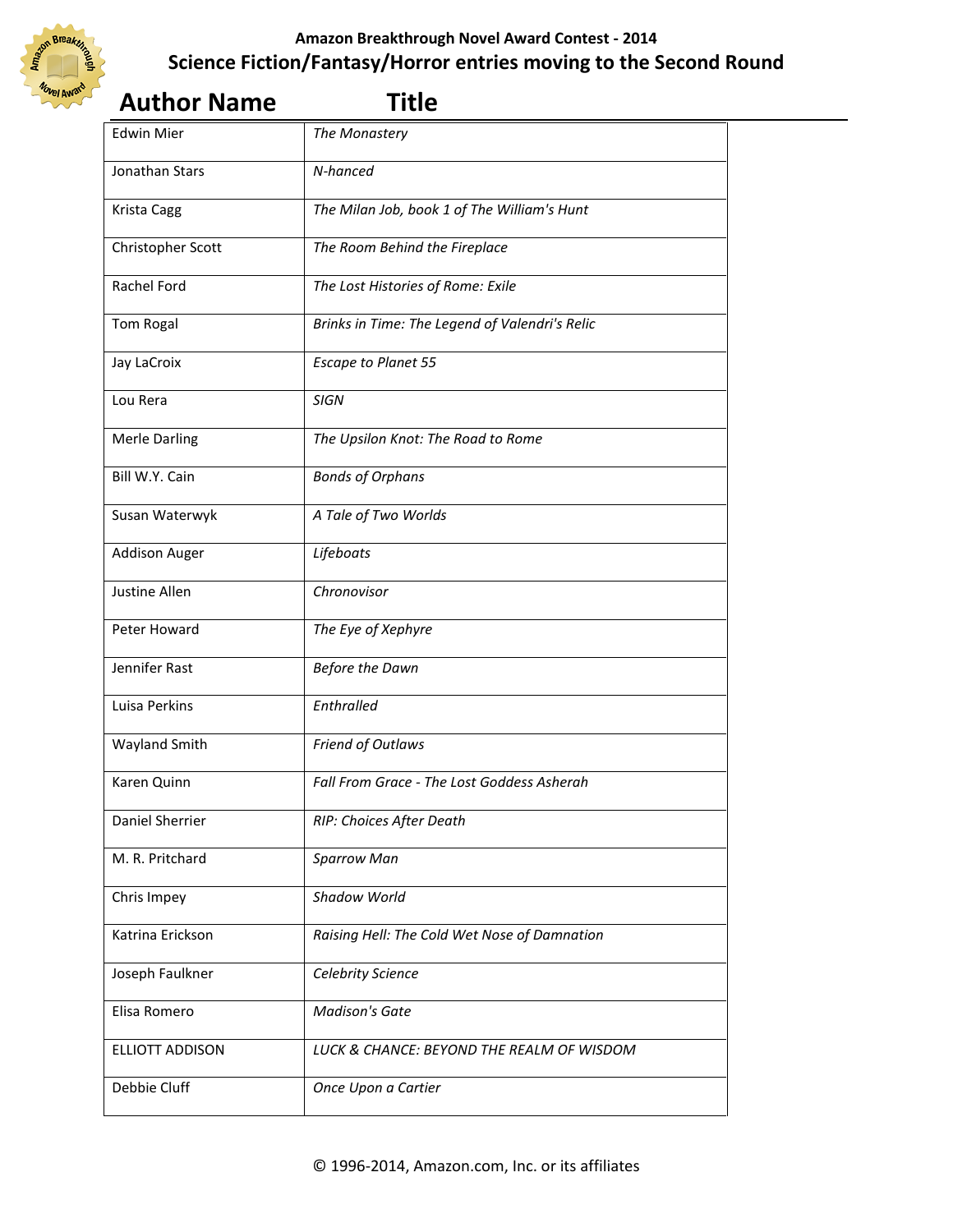# Amazon Breakthrough Novel Award Contest - 2014

## Science Fiction/Fantasy/Horror entries moving to the Second Round

| Author Name | Title |
|---|---|
| Edwin Mier | *The Monastery* |
| Jonathan Stars | *N-hanced* |
| Krista Cagg | *The Milan Job, book 1 of The William's Hunt* |
| Christopher Scott | *The Room Behind the Fireplace* |
| Rachel Ford | *The Lost Histories of Rome: Exile* |
| Tom Rogal | *Brinks in Time: The Legend of Valendri's Relic* |
| Jay LaCroix | *Escape to Planet 55* |
| Lou Rera | *SIGN* |
| Merle Darling | *The Upsilon Knot: The Road to Rome* |
| Bill W.Y. Cain | *Bonds of Orphans* |
| Susan Waterwyk | *A Tale of Two Worlds* |
| Addison Auger | *Lifeboats* |
| Justine Allen | *Chronovisor* |
| Peter Howard | *The Eye of Xephyre* |
| Jennifer Rast | *Before the Dawn* |
| Luisa Perkins | *Enthralled* |
| Wayland Smith | *Friend of Outlaws* |
| Karen Quinn | *Fall From Grace - The Lost Goddess Asherah* |
| Daniel Sherrier | *RIP: Choices After Death* |
| M. R. Pritchard | *Sparrow Man* |
| Chris Impey | *Shadow World* |
| Katrina Erickson | *Raising Hell: The Cold Wet Nose of Damnation* |
| Joseph Faulkner | *Celebrity Science* |
| Elisa Romero | *Madison's Gate* |
| ELLIOTT ADDISON | *LUCK & CHANCE: BEYOND THE REALM OF WISDOM* |
| Debbie Cluff | *Once Upon a Cartier* |

© 1996-2014, Amazon.com, Inc. or its affiliates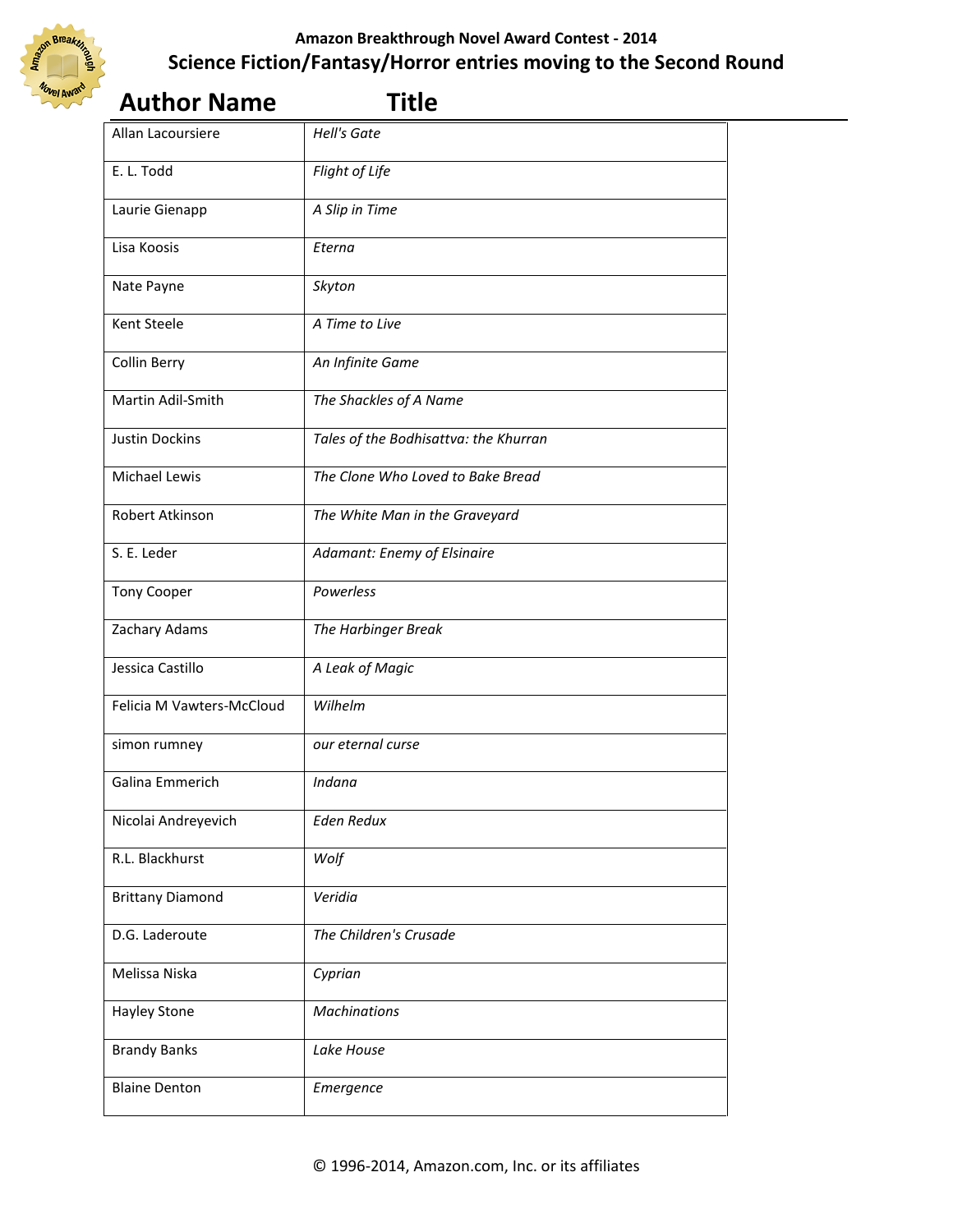## Amazon Breakthrough Novel Award Contest - 2014

## Science Fiction/Fantasy/Horror entries moving to the Second Round

| Author Name | Title |
|---|---|
| Allan Lacoursiere | *Hell's Gate* |
| E. L. Todd | *Flight of Life* |
| Laurie Gienapp | *A Slip in Time* |
| Lisa Koosis | *Eterna* |
| Nate Payne | *Skyton* |
| Kent Steele | *A Time to Live* |
| Collin Berry | *An Infinite Game* |
| Martin Adil-Smith | *The Shackles of A Name* |
| Justin Dockins | *Tales of the Bodhisattva: the Khurran* |
| Michael Lewis | *The Clone Who Loved to Bake Bread* |
| Robert Atkinson | *The White Man in the Graveyard* |
| S. E. Leder | *Adamant: Enemy of Elsinaire* |
| Tony Cooper | *Powerless* |
| Zachary Adams | *The Harbinger Break* |
| Jessica Castillo | *A Leak of Magic* |
| Felicia M Vawters-McCloud | *Wilhelm* |
| simon rumney | *our eternal curse* |
| Galina Emmerich | *Indana* |
| Nicolai Andreyevich | *Eden Redux* |
| R.L. Blackhurst | *Wolf* |
| Brittany Diamond | *Veridia* |
| D.G. Laderoute | *The Children's Crusade* |
| Melissa Niska | *Cyprian* |
| Hayley Stone | *Machinations* |
| Brandy Banks | *Lake House* |
| Blaine Denton | *Emergence* |

© 1996-2014, Amazon.com, Inc. or its affiliates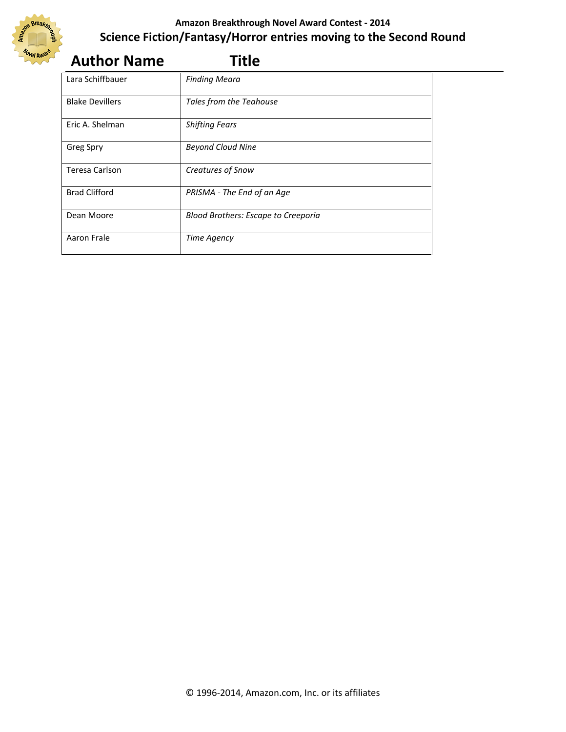**Amazon Breakthrough Novel Award Contest - 2014**

## Science Fiction/Fantasy/Horror entries moving to the Second Round

| Author Name | Title |
|---|---|
| Lara Schiffbauer | *Finding Meara* |
| Blake Devillers | *Tales from the Teahouse* |
| Eric A. Shelman | *Shifting Fears* |
| Greg Spry | *Beyond Cloud Nine* |
| Teresa Carlson | *Creatures of Snow* |
| Brad Clifford | *PRISMA - The End of an Age* |
| Dean Moore | *Blood Brothers: Escape to Creeporia* |
| Aaron Frale | *Time Agency* |

© 1996-2014, Amazon.com, Inc. or its affiliates